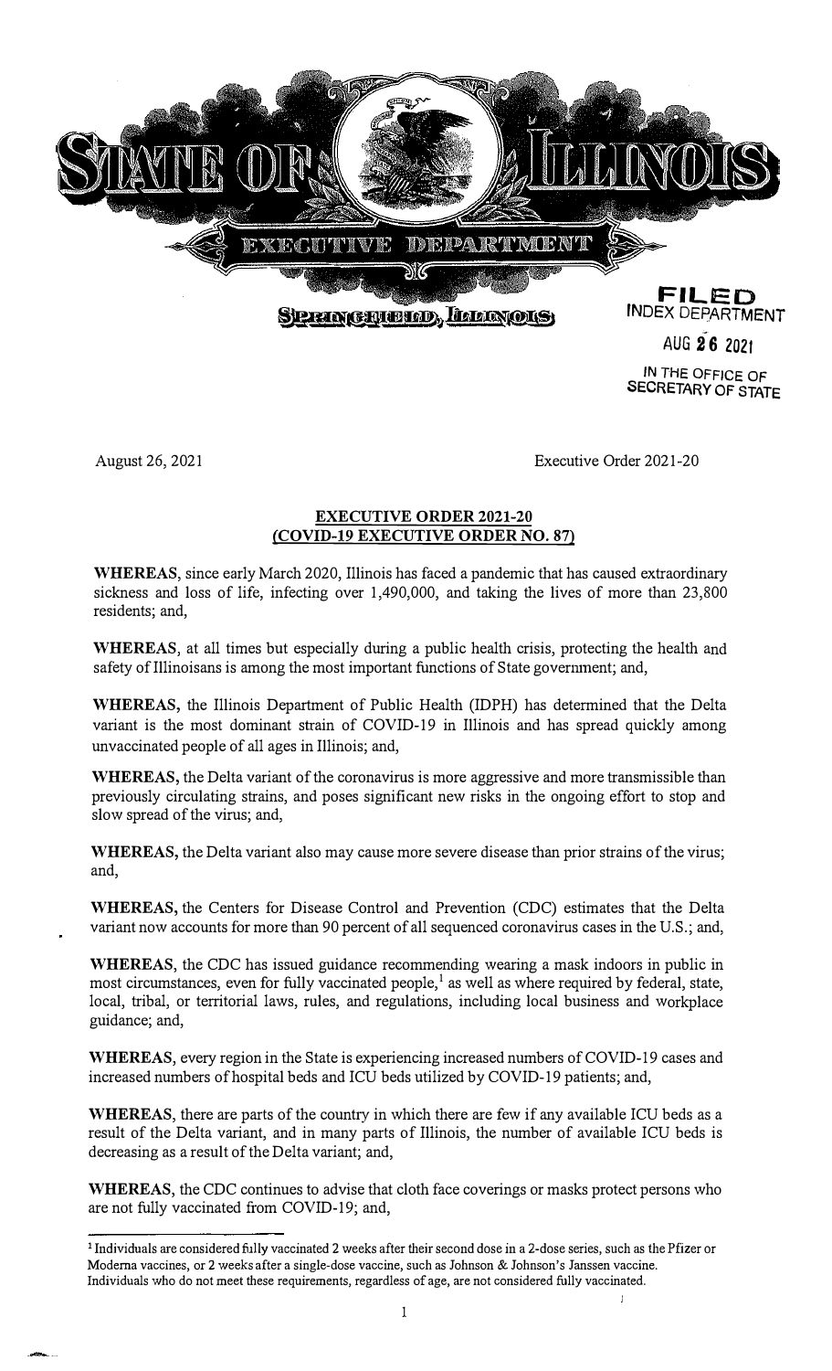# STATE OF ILLINOIS

## EXECUTIVE DEPARTMENT

SPRINGFIELD, ILLINOIS

**FILED**
INDEX DEPARTMENT
AUG 26 2021
IN THE OFFICE OF
SECRETARY OF STATE

August 26, 2021 Executive Order 2021-20

**EXECUTIVE ORDER 2021-20**
**(COVID-19 EXECUTIVE ORDER NO. 87)**

**WHEREAS**, since early March 2020, Illinois has faced a pandemic that has caused extraordinary sickness and loss of life, infecting over 1,490,000, and taking the lives of more than 23,800 residents; and,

**WHEREAS**, at all times but especially during a public health crisis, protecting the health and safety of Illinoisans is among the most important functions of State government; and,

**WHEREAS**, the Illinois Department of Public Health (IDPH) has determined that the Delta variant is the most dominant strain of COVID-19 in Illinois and has spread quickly among unvaccinated people of all ages in Illinois; and,

**WHEREAS**, the Delta variant of the coronavirus is more aggressive and more transmissible than previously circulating strains, and poses significant new risks in the ongoing effort to stop and slow spread of the virus; and,

**WHEREAS**, the Delta variant also may cause more severe disease than prior strains of the virus; and,

**WHEREAS**, the Centers for Disease Control and Prevention (CDC) estimates that the Delta variant now accounts for more than 90 percent of all sequenced coronavirus cases in the U.S.; and,

**WHEREAS**, the CDC has issued guidance recommending wearing a mask indoors in public in most circumstances, even for fully vaccinated people,[1] as well as where required by federal, state, local, tribal, or territorial laws, rules, and regulations, including local business and workplace guidance; and,

**WHEREAS**, every region in the State is experiencing increased numbers of COVID-19 cases and increased numbers of hospital beds and ICU beds utilized by COVID-19 patients; and,

**WHEREAS**, there are parts of the country in which there are few if any available ICU beds as a result of the Delta variant, and in many parts of Illinois, the number of available ICU beds is decreasing as a result of the Delta variant; and,

**WHEREAS**, the CDC continues to advise that cloth face coverings or masks protect persons who are not fully vaccinated from COVID-19; and,

---

[1] Individuals are considered fully vaccinated 2 weeks after their second dose in a 2-dose series, such as the Pfizer or Moderna vaccines, or 2 weeks after a single-dose vaccine, such as Johnson & Johnson's Janssen vaccine. Individuals who do not meet these requirements, regardless of age, are not considered fully vaccinated.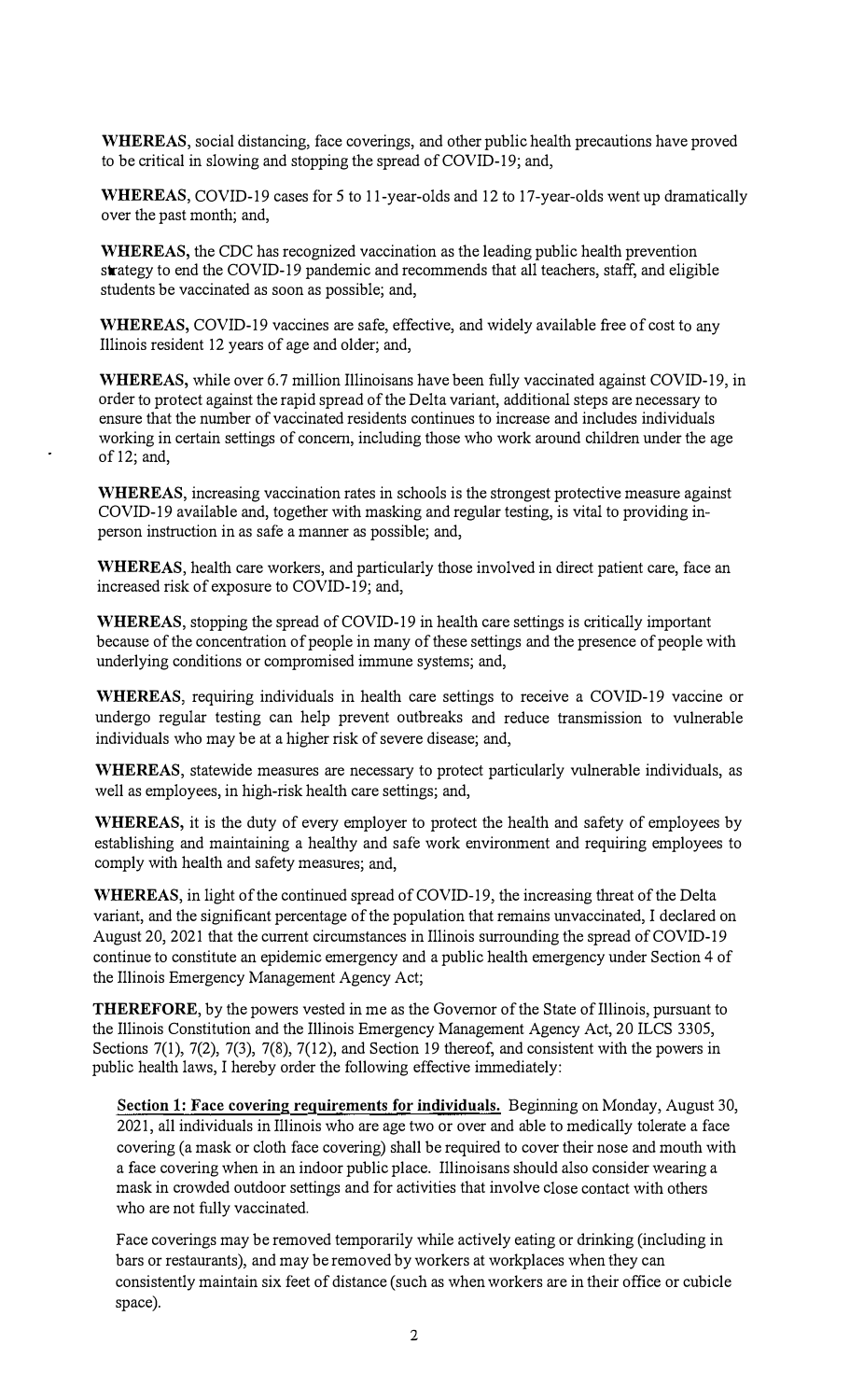**WHEREAS**, social distancing, face coverings, and other public health precautions have proved to be critical in slowing and stopping the spread of COVID-19; and,

**WHEREAS**, COVID-19 cases for 5 to 11-year-olds and 12 to 17-year-olds went up dramatically over the past month; and,

**WHEREAS,** the CDC has recognized vaccination as the leading public health prevention strategy to end the COVID-19 pandemic and recommends that all teachers, staff, and eligible students be vaccinated as soon as possible; and,

**WHEREAS,** COVID-19 vaccines are safe, effective, and widely available free of cost to any Illinois resident 12 years of age and older; and,

**WHEREAS,** while over 6.7 million Illinoisans have been fully vaccinated against COVID-19, in order to protect against the rapid spread of the Delta variant, additional steps are necessary to ensure that the number of vaccinated residents continues to increase and includes individuals working in certain settings of concern, including those who work around children under the age of 12; and,

**WHEREAS**, increasing vaccination rates in schools is the strongest protective measure against COVID-19 available and, together with masking and regular testing, is vital to providing in-person instruction in as safe a manner as possible; and,

**WHEREAS**, health care workers, and particularly those involved in direct patient care, face an increased risk of exposure to COVID-19; and,

**WHEREAS**, stopping the spread of COVID-19 in health care settings is critically important because of the concentration of people in many of these settings and the presence of people with underlying conditions or compromised immune systems; and,

**WHEREAS**, requiring individuals in health care settings to receive a COVID-19 vaccine or undergo regular testing can help prevent outbreaks and reduce transmission to vulnerable individuals who may be at a higher risk of severe disease; and,

**WHEREAS**, statewide measures are necessary to protect particularly vulnerable individuals, as well as employees, in high-risk health care settings; and,

**WHEREAS**, it is the duty of every employer to protect the health and safety of employees by establishing and maintaining a healthy and safe work environment and requiring employees to comply with health and safety measures; and,

**WHEREAS**, in light of the continued spread of COVID-19, the increasing threat of the Delta variant, and the significant percentage of the population that remains unvaccinated, I declared on August 20, 2021 that the current circumstances in Illinois surrounding the spread of COVID-19 continue to constitute an epidemic emergency and a public health emergency under Section 4 of the Illinois Emergency Management Agency Act;

**THEREFORE**, by the powers vested in me as the Governor of the State of Illinois, pursuant to the Illinois Constitution and the Illinois Emergency Management Agency Act, 20 ILCS 3305, Sections 7(1), 7(2), 7(3), 7(8), 7(12), and Section 19 thereof, and consistent with the powers in public health laws, I hereby order the following effective immediately:

**Section 1: Face covering requirements for individuals.** Beginning on Monday, August 30, 2021, all individuals in Illinois who are age two or over and able to medically tolerate a face covering (a mask or cloth face covering) shall be required to cover their nose and mouth with a face covering when in an indoor public place. Illinoisans should also consider wearing a mask in crowded outdoor settings and for activities that involve close contact with others who are not fully vaccinated.

Face coverings may be removed temporarily while actively eating or drinking (including in bars or restaurants), and may be removed by workers at workplaces when they can consistently maintain six feet of distance (such as when workers are in their office or cubicle space).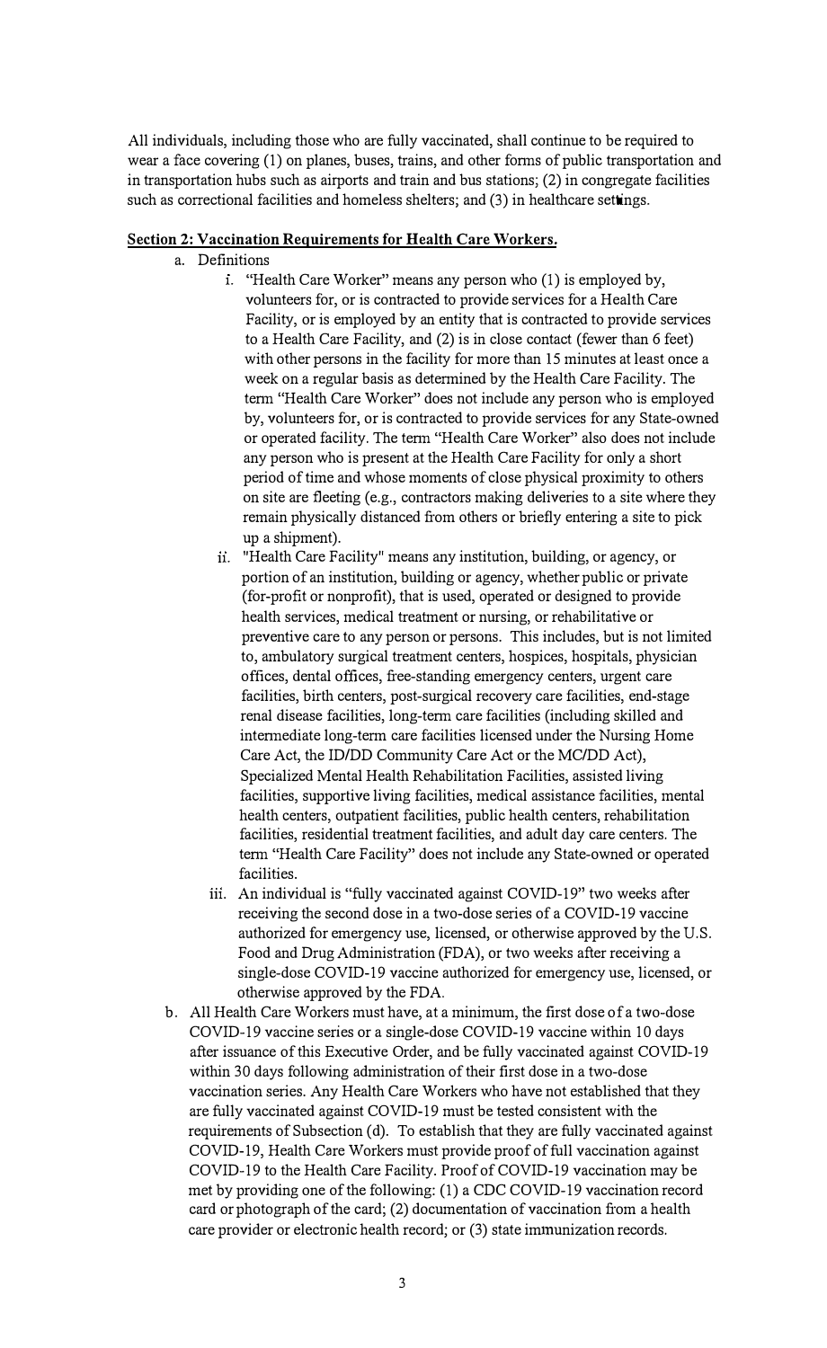All individuals, including those who are fully vaccinated, shall continue to be required to wear a face covering (1) on planes, buses, trains, and other forms of public transportation and in transportation hubs such as airports and train and bus stations; (2) in congregate facilities such as correctional facilities and homeless shelters; and (3) in healthcare settings.

**Section 2: Vaccination Requirements for Health Care Workers.**

a. Definitions

  i. "Health Care Worker" means any person who (1) is employed by, volunteers for, or is contracted to provide services for a Health Care Facility, or is employed by an entity that is contracted to provide services to a Health Care Facility, and (2) is in close contact (fewer than 6 feet) with other persons in the facility for more than 15 minutes at least once a week on a regular basis as determined by the Health Care Facility. The term "Health Care Worker" does not include any person who is employed by, volunteers for, or is contracted to provide services for any State-owned or operated facility. The term "Health Care Worker" also does not include any person who is present at the Health Care Facility for only a short period of time and whose moments of close physical proximity to others on site are fleeting (e.g., contractors making deliveries to a site where they remain physically distanced from others or briefly entering a site to pick up a shipment).

  ii. "Health Care Facility" means any institution, building, or agency, or portion of an institution, building or agency, whether public or private (for-profit or nonprofit), that is used, operated or designed to provide health services, medical treatment or nursing, or rehabilitative or preventive care to any person or persons. This includes, but is not limited to, ambulatory surgical treatment centers, hospices, hospitals, physician offices, dental offices, free-standing emergency centers, urgent care facilities, birth centers, post-surgical recovery care facilities, end-stage renal disease facilities, long-term care facilities (including skilled and intermediate long-term care facilities licensed under the Nursing Home Care Act, the ID/DD Community Care Act or the MC/DD Act), Specialized Mental Health Rehabilitation Facilities, assisted living facilities, supportive living facilities, medical assistance facilities, mental health centers, outpatient facilities, public health centers, rehabilitation facilities, residential treatment facilities, and adult day care centers. The term "Health Care Facility" does not include any State-owned or operated facilities.

  iii. An individual is "fully vaccinated against COVID-19" two weeks after receiving the second dose in a two-dose series of a COVID-19 vaccine authorized for emergency use, licensed, or otherwise approved by the U.S. Food and Drug Administration (FDA), or two weeks after receiving a single-dose COVID-19 vaccine authorized for emergency use, licensed, or otherwise approved by the FDA.

b. All Health Care Workers must have, at a minimum, the first dose of a two-dose COVID-19 vaccine series or a single-dose COVID-19 vaccine within 10 days after issuance of this Executive Order, and be fully vaccinated against COVID-19 within 30 days following administration of their first dose in a two-dose vaccination series. Any Health Care Workers who have not established that they are fully vaccinated against COVID-19 must be tested consistent with the requirements of Subsection (d). To establish that they are fully vaccinated against COVID-19, Health Care Workers must provide proof of full vaccination against COVID-19 to the Health Care Facility. Proof of COVID-19 vaccination may be met by providing one of the following: (1) a CDC COVID-19 vaccination record card or photograph of the card; (2) documentation of vaccination from a health care provider or electronic health record; or (3) state immunization records.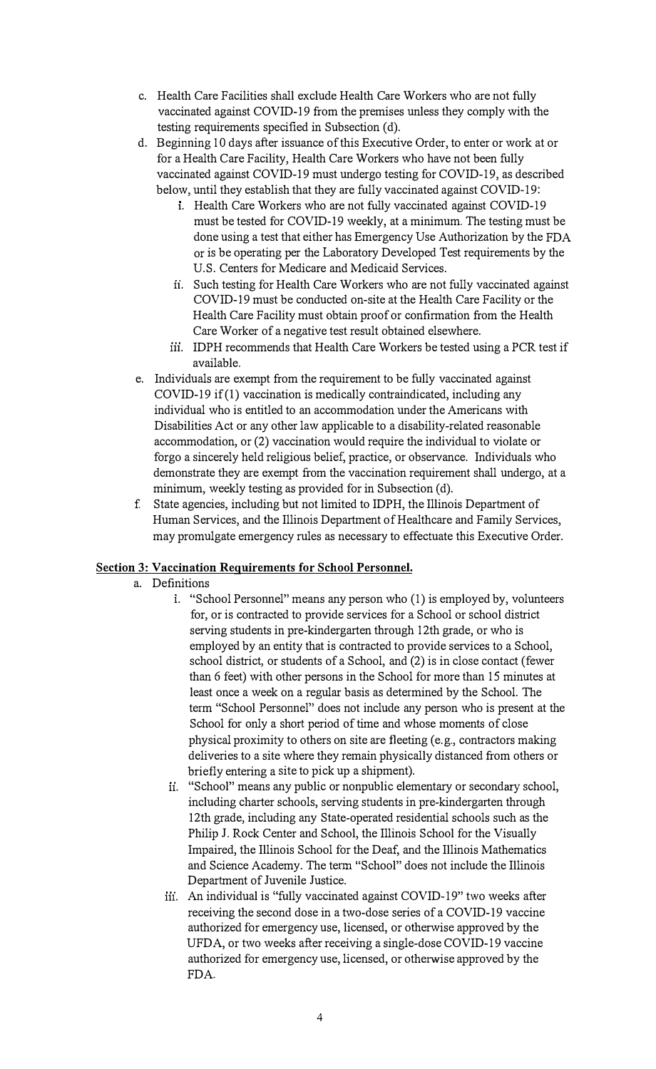c. Health Care Facilities shall exclude Health Care Workers who are not fully vaccinated against COVID-19 from the premises unless they comply with the testing requirements specified in Subsection (d).

d. Beginning 10 days after issuance of this Executive Order, to enter or work at or for a Health Care Facility, Health Care Workers who have not been fully vaccinated against COVID-19 must undergo testing for COVID-19, as described below, until they establish that they are fully vaccinated against COVID-19:

   i. Health Care Workers who are not fully vaccinated against COVID-19 must be tested for COVID-19 weekly, at a minimum. The testing must be done using a test that either has Emergency Use Authorization by the FDA or is be operating per the Laboratory Developed Test requirements by the U.S. Centers for Medicare and Medicaid Services.

   ii. Such testing for Health Care Workers who are not fully vaccinated against COVID-19 must be conducted on-site at the Health Care Facility or the Health Care Facility must obtain proof or confirmation from the Health Care Worker of a negative test result obtained elsewhere.

   iii. IDPH recommends that Health Care Workers be tested using a PCR test if available.

e. Individuals are exempt from the requirement to be fully vaccinated against COVID-19 if (1) vaccination is medically contraindicated, including any individual who is entitled to an accommodation under the Americans with Disabilities Act or any other law applicable to a disability-related reasonable accommodation, or (2) vaccination would require the individual to violate or forgo a sincerely held religious belief, practice, or observance. Individuals who demonstrate they are exempt from the vaccination requirement shall undergo, at a minimum, weekly testing as provided for in Subsection (d).

f. State agencies, including but not limited to IDPH, the Illinois Department of Human Services, and the Illinois Department of Healthcare and Family Services, may promulgate emergency rules as necessary to effectuate this Executive Order.

**Section 3: Vaccination Requirements for School Personnel.**

a. Definitions

   i. "School Personnel" means any person who (1) is employed by, volunteers for, or is contracted to provide services for a School or school district serving students in pre-kindergarten through 12th grade, or who is employed by an entity that is contracted to provide services to a School, school district, or students of a School, and (2) is in close contact (fewer than 6 feet) with other persons in the School for more than 15 minutes at least once a week on a regular basis as determined by the School. The term "School Personnel" does not include any person who is present at the School for only a short period of time and whose moments of close physical proximity to others on site are fleeting (e.g., contractors making deliveries to a site where they remain physically distanced from others or briefly entering a site to pick up a shipment).

   ii. "School" means any public or nonpublic elementary or secondary school, including charter schools, serving students in pre-kindergarten through 12th grade, including any State-operated residential schools such as the Philip J. Rock Center and School, the Illinois School for the Visually Impaired, the Illinois School for the Deaf, and the Illinois Mathematics and Science Academy. The term "School" does not include the Illinois Department of Juvenile Justice.

   iii. An individual is "fully vaccinated against COVID-19" two weeks after receiving the second dose in a two-dose series of a COVID-19 vaccine authorized for emergency use, licensed, or otherwise approved by the UFDA, or two weeks after receiving a single-dose COVID-19 vaccine authorized for emergency use, licensed, or otherwise approved by the FDA.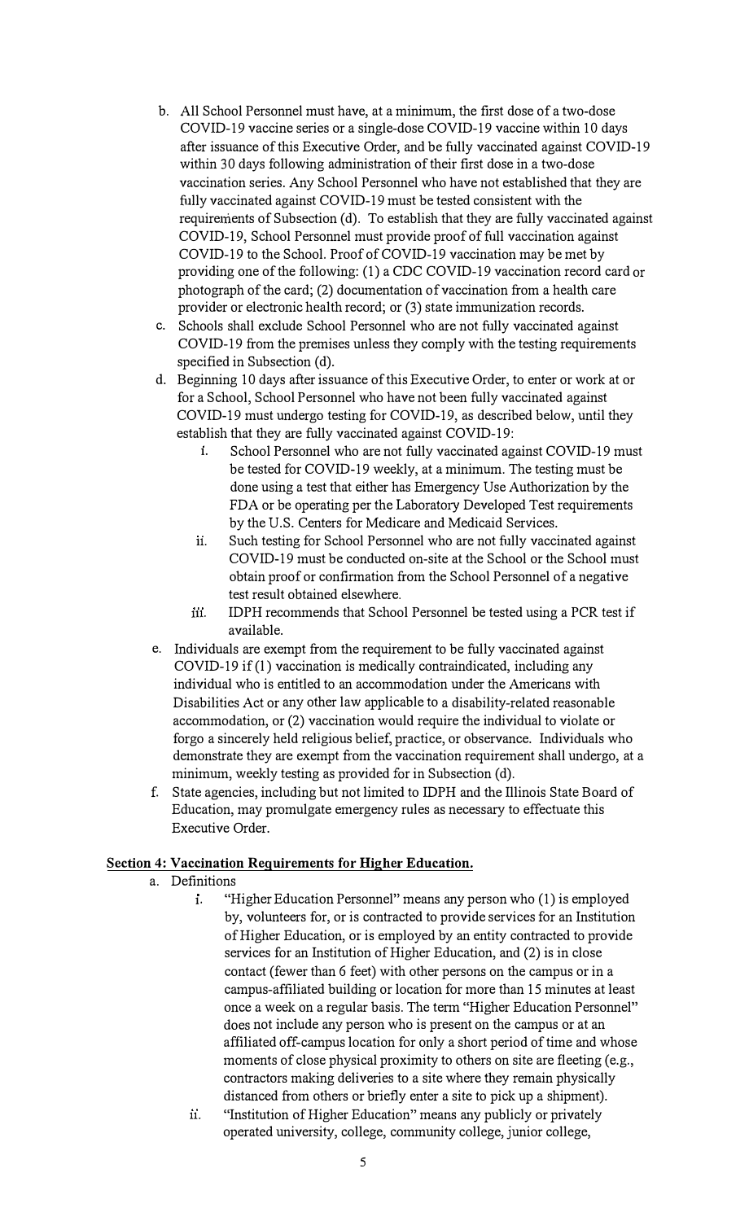b. All School Personnel must have, at a minimum, the first dose of a two-dose COVID-19 vaccine series or a single-dose COVID-19 vaccine within 10 days after issuance of this Executive Order, and be fully vaccinated against COVID-19 within 30 days following administration of their first dose in a two-dose vaccination series. Any School Personnel who have not established that they are fully vaccinated against COVID-19 must be tested consistent with the requirements of Subsection (d). To establish that they are fully vaccinated against COVID-19, School Personnel must provide proof of full vaccination against COVID-19 to the School. Proof of COVID-19 vaccination may be met by providing one of the following: (1) a CDC COVID-19 vaccination record card or photograph of the card; (2) documentation of vaccination from a health care provider or electronic health record; or (3) state immunization records.

c. Schools shall exclude School Personnel who are not fully vaccinated against COVID-19 from the premises unless they comply with the testing requirements specified in Subsection (d).

d. Beginning 10 days after issuance of this Executive Order, to enter or work at or for a School, School Personnel who have not been fully vaccinated against COVID-19 must undergo testing for COVID-19, as described below, until they establish that they are fully vaccinated against COVID-19:
   - i. School Personnel who are not fully vaccinated against COVID-19 must be tested for COVID-19 weekly, at a minimum. The testing must be done using a test that either has Emergency Use Authorization by the FDA or be operating per the Laboratory Developed Test requirements by the U.S. Centers for Medicare and Medicaid Services.
   - ii. Such testing for School Personnel who are not fully vaccinated against COVID-19 must be conducted on-site at the School or the School must obtain proof or confirmation from the School Personnel of a negative test result obtained elsewhere.
   - iii. IDPH recommends that School Personnel be tested using a PCR test if available.

e. Individuals are exempt from the requirement to be fully vaccinated against COVID-19 if (1) vaccination is medically contraindicated, including any individual who is entitled to an accommodation under the Americans with Disabilities Act or any other law applicable to a disability-related reasonable accommodation, or (2) vaccination would require the individual to violate or forgo a sincerely held religious belief, practice, or observance. Individuals who demonstrate they are exempt from the vaccination requirement shall undergo, at a minimum, weekly testing as provided for in Subsection (d).

f. State agencies, including but not limited to IDPH and the Illinois State Board of Education, may promulgate emergency rules as necessary to effectuate this Executive Order.

## Section 4: Vaccination Requirements for Higher Education.

a. Definitions
   - i. "Higher Education Personnel" means any person who (1) is employed by, volunteers for, or is contracted to provide services for an Institution of Higher Education, or is employed by an entity contracted to provide services for an Institution of Higher Education, and (2) is in close contact (fewer than 6 feet) with other persons on the campus or in a campus-affiliated building or location for more than 15 minutes at least once a week on a regular basis. The term "Higher Education Personnel" does not include any person who is present on the campus or at an affiliated off-campus location for only a short period of time and whose moments of close physical proximity to others on site are fleeting (e.g., contractors making deliveries to a site where they remain physically distanced from others or briefly enter a site to pick up a shipment).
   - ii. "Institution of Higher Education" means any publicly or privately operated university, college, community college, junior college,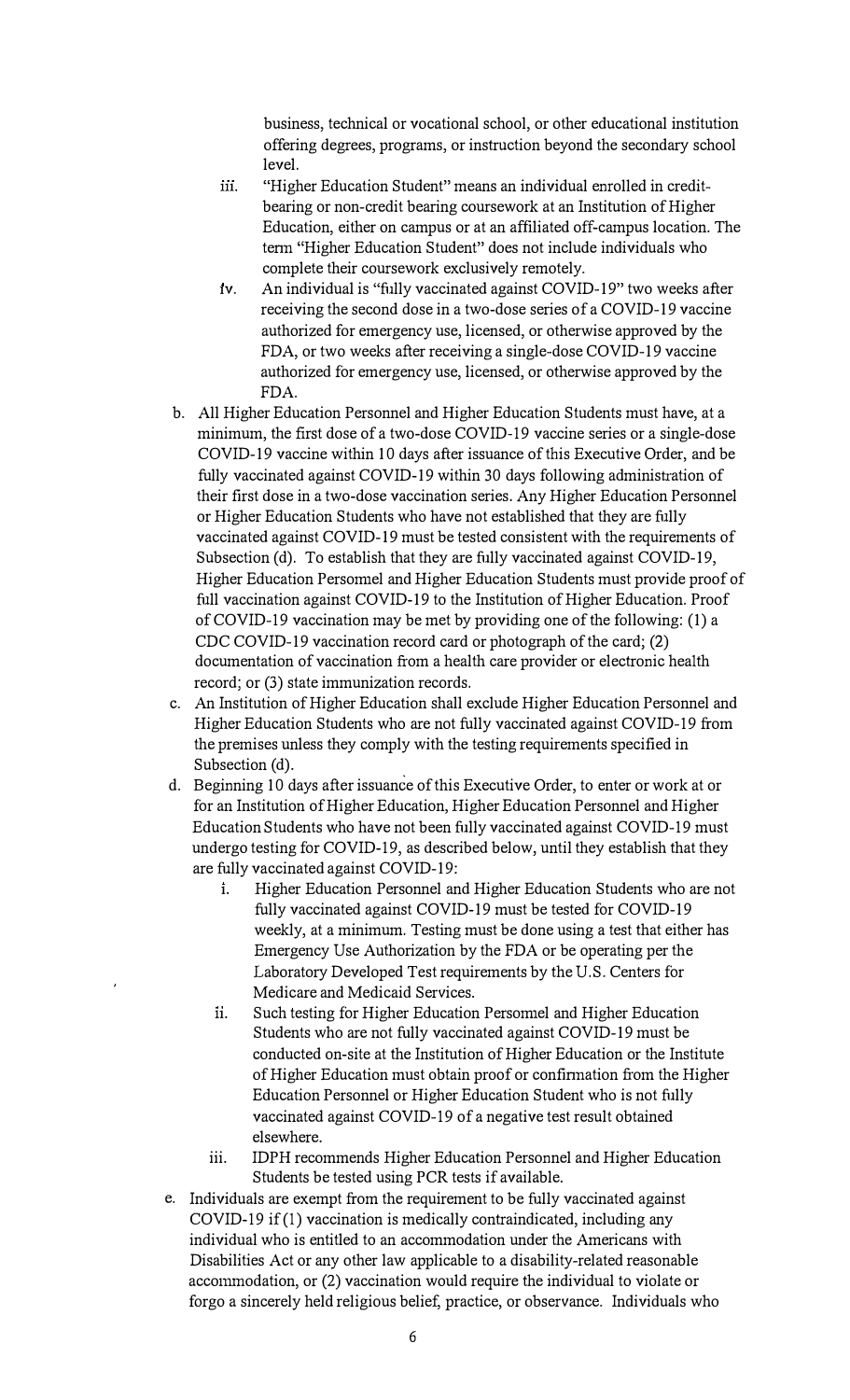business, technical or vocational school, or other educational institution offering degrees, programs, or instruction beyond the secondary school level.

iii. "Higher Education Student" means an individual enrolled in credit-bearing or non-credit bearing coursework at an Institution of Higher Education, either on campus or at an affiliated off-campus location. The term "Higher Education Student" does not include individuals who complete their coursework exclusively remotely.

iv. An individual is "fully vaccinated against COVID-19" two weeks after receiving the second dose in a two-dose series of a COVID-19 vaccine authorized for emergency use, licensed, or otherwise approved by the FDA, or two weeks after receiving a single-dose COVID-19 vaccine authorized for emergency use, licensed, or otherwise approved by the FDA.

b. All Higher Education Personnel and Higher Education Students must have, at a minimum, the first dose of a two-dose COVID-19 vaccine series or a single-dose COVID-19 vaccine within 10 days after issuance of this Executive Order, and be fully vaccinated against COVID-19 within 30 days following administration of their first dose in a two-dose vaccination series. Any Higher Education Personnel or Higher Education Students who have not established that they are fully vaccinated against COVID-19 must be tested consistent with the requirements of Subsection (d). To establish that they are fully vaccinated against COVID-19, Higher Education Persomel and Higher Education Students must provide proof of full vaccination against COVID-19 to the Institution of Higher Education. Proof of COVID-19 vaccination may be met by providing one of the following: (1) a CDC COVID-19 vaccination record card or photograph of the card; (2) documentation of vaccination from a health care provider or electronic health record; or (3) state immunization records.

c. An Institution of Higher Education shall exclude Higher Education Personnel and Higher Education Students who are not fully vaccinated against COVID-19 from the premises unless they comply with the testing requirements specified in Subsection (d).

d. Beginning 10 days after issuance of this Executive Order, to enter or work at or for an Institution of Higher Education, Higher Education Personnel and Higher Education Students who have not been fully vaccinated against COVID-19 must undergo testing for COVID-19, as described below, until they establish that they are fully vaccinated against COVID-19:

   i. Higher Education Personnel and Higher Education Students who are not fully vaccinated against COVID-19 must be tested for COVID-19 weekly, at a minimum. Testing must be done using a test that either has Emergency Use Authorization by the FDA or be operating per the Laboratory Developed Test requirements by the U.S. Centers for Medicare and Medicaid Services.

   ii. Such testing for Higher Education Persomel and Higher Education Students who are not fully vaccinated against COVID-19 must be conducted on-site at the Institution of Higher Education or the Institute of Higher Education must obtain proof or confirmation from the Higher Education Personnel or Higher Education Student who is not fully vaccinated against COVID-19 of a negative test result obtained elsewhere.

   iii. IDPH recommends Higher Education Personnel and Higher Education Students be tested using PCR tests if available.

e. Individuals are exempt from the requirement to be fully vaccinated against COVID-19 if (1) vaccination is medically contraindicated, including any individual who is entitled to an accommodation under the Americans with Disabilities Act or any other law applicable to a disability-related reasonable accommodation, or (2) vaccination would require the individual to violate or forgo a sincerely held religious belief, practice, or observance. Individuals who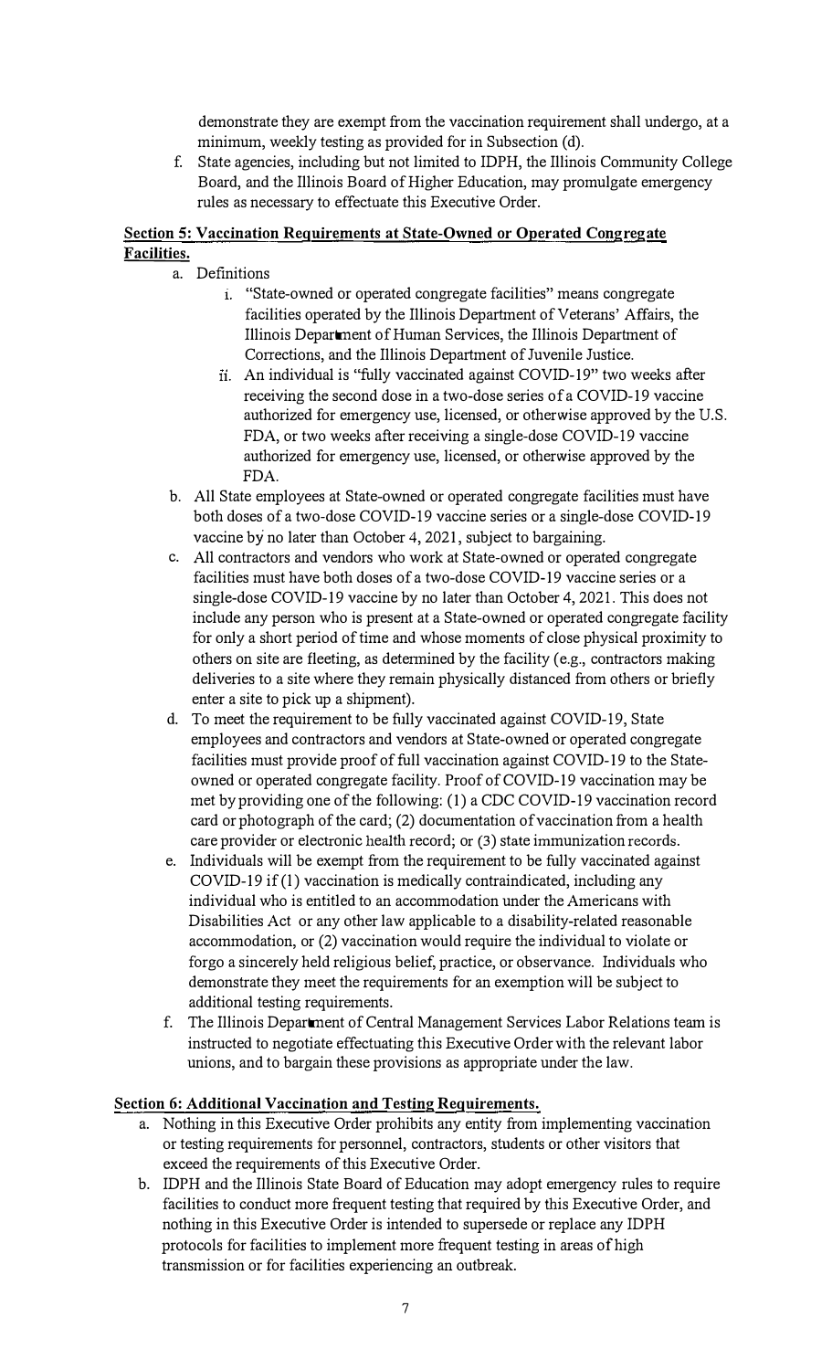demonstrate they are exempt from the vaccination requirement shall undergo, at a minimum, weekly testing as provided for in Subsection (d).

f. State agencies, including but not limited to IDPH, the Illinois Community College Board, and the Illinois Board of Higher Education, may promulgate emergency rules as necessary to effectuate this Executive Order.

**Section 5: Vaccination Requirements at State-Owned or Operated Congregate Facilities.**

a. Definitions
   i. "State-owned or operated congregate facilities" means congregate facilities operated by the Illinois Department of Veterans' Affairs, the Illinois Department of Human Services, the Illinois Department of Corrections, and the Illinois Department of Juvenile Justice.
   ii. An individual is "fully vaccinated against COVID-19" two weeks after receiving the second dose in a two-dose series of a COVID-19 vaccine authorized for emergency use, licensed, or otherwise approved by the U.S. FDA, or two weeks after receiving a single-dose COVID-19 vaccine authorized for emergency use, licensed, or otherwise approved by the FDA.

b. All State employees at State-owned or operated congregate facilities must have both doses of a two-dose COVID-19 vaccine series or a single-dose COVID-19 vaccine by no later than October 4, 2021, subject to bargaining.

c. All contractors and vendors who work at State-owned or operated congregate facilities must have both doses of a two-dose COVID-19 vaccine series or a single-dose COVID-19 vaccine by no later than October 4, 2021. This does not include any person who is present at a State-owned or operated congregate facility for only a short period of time and whose moments of close physical proximity to others on site are fleeting, as determined by the facility (e.g., contractors making deliveries to a site where they remain physically distanced from others or briefly enter a site to pick up a shipment).

d. To meet the requirement to be fully vaccinated against COVID-19, State employees and contractors and vendors at State-owned or operated congregate facilities must provide proof of full vaccination against COVID-19 to the State-owned or operated congregate facility. Proof of COVID-19 vaccination may be met by providing one of the following: (1) a CDC COVID-19 vaccination record card or photograph of the card; (2) documentation of vaccination from a health care provider or electronic health record; or (3) state immunization records.

e. Individuals will be exempt from the requirement to be fully vaccinated against COVID-19 if (1) vaccination is medically contraindicated, including any individual who is entitled to an accommodation under the Americans with Disabilities Act or any other law applicable to a disability-related reasonable accommodation, or (2) vaccination would require the individual to violate or forgo a sincerely held religious belief, practice, or observance. Individuals who demonstrate they meet the requirements for an exemption will be subject to additional testing requirements.

f. The Illinois Department of Central Management Services Labor Relations team is instructed to negotiate effectuating this Executive Order with the relevant labor unions, and to bargain these provisions as appropriate under the law.

**Section 6: Additional Vaccination and Testing Requirements.**

a. Nothing in this Executive Order prohibits any entity from implementing vaccination or testing requirements for personnel, contractors, students or other visitors that exceed the requirements of this Executive Order.

b. IDPH and the Illinois State Board of Education may adopt emergency rules to require facilities to conduct more frequent testing that required by this Executive Order, and nothing in this Executive Order is intended to supersede or replace any IDPH protocols for facilities to implement more frequent testing in areas of high transmission or for facilities experiencing an outbreak.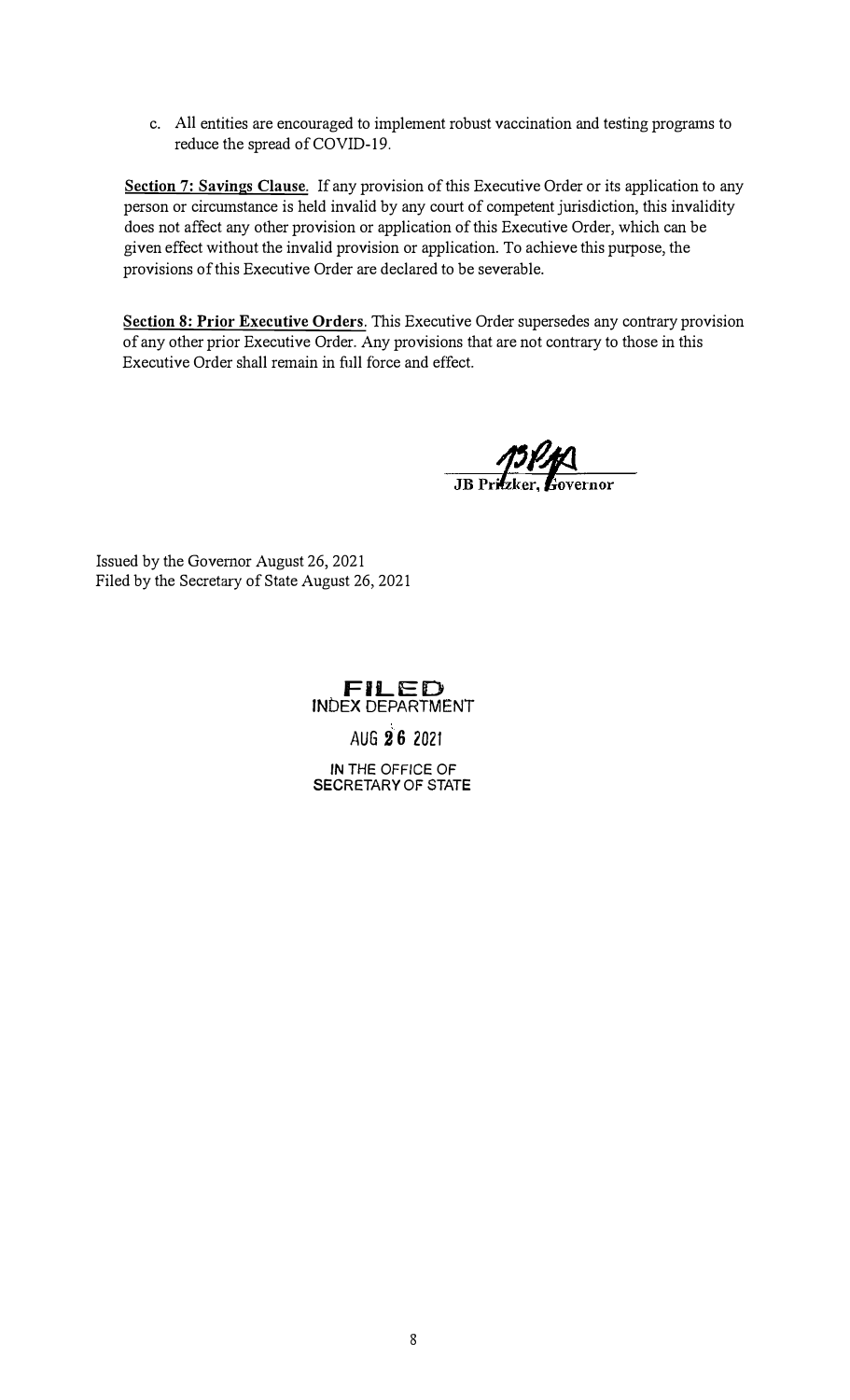c. All entities are encouraged to implement robust vaccination and testing programs to reduce the spread of COVID-19.

**Section 7: Savings Clause**. If any provision of this Executive Order or its application to any person or circumstance is held invalid by any court of competent jurisdiction, this invalidity does not affect any other provision or application of this Executive Order, which can be given effect without the invalid provision or application. To achieve this purpose, the provisions of this Executive Order are declared to be severable.

**Section 8: Prior Executive Orders**. This Executive Order supersedes any contrary provision of any other prior Executive Order. Any provisions that are not contrary to those in this Executive Order shall remain in full force and effect.

JB Pritzker, Governor

Issued by the Governor August 26, 2021
Filed by the Secretary of State August 26, 2021

FILED
INDEX DEPARTMENT
AUG 26 2021
IN THE OFFICE OF
SECRETARY OF STATE